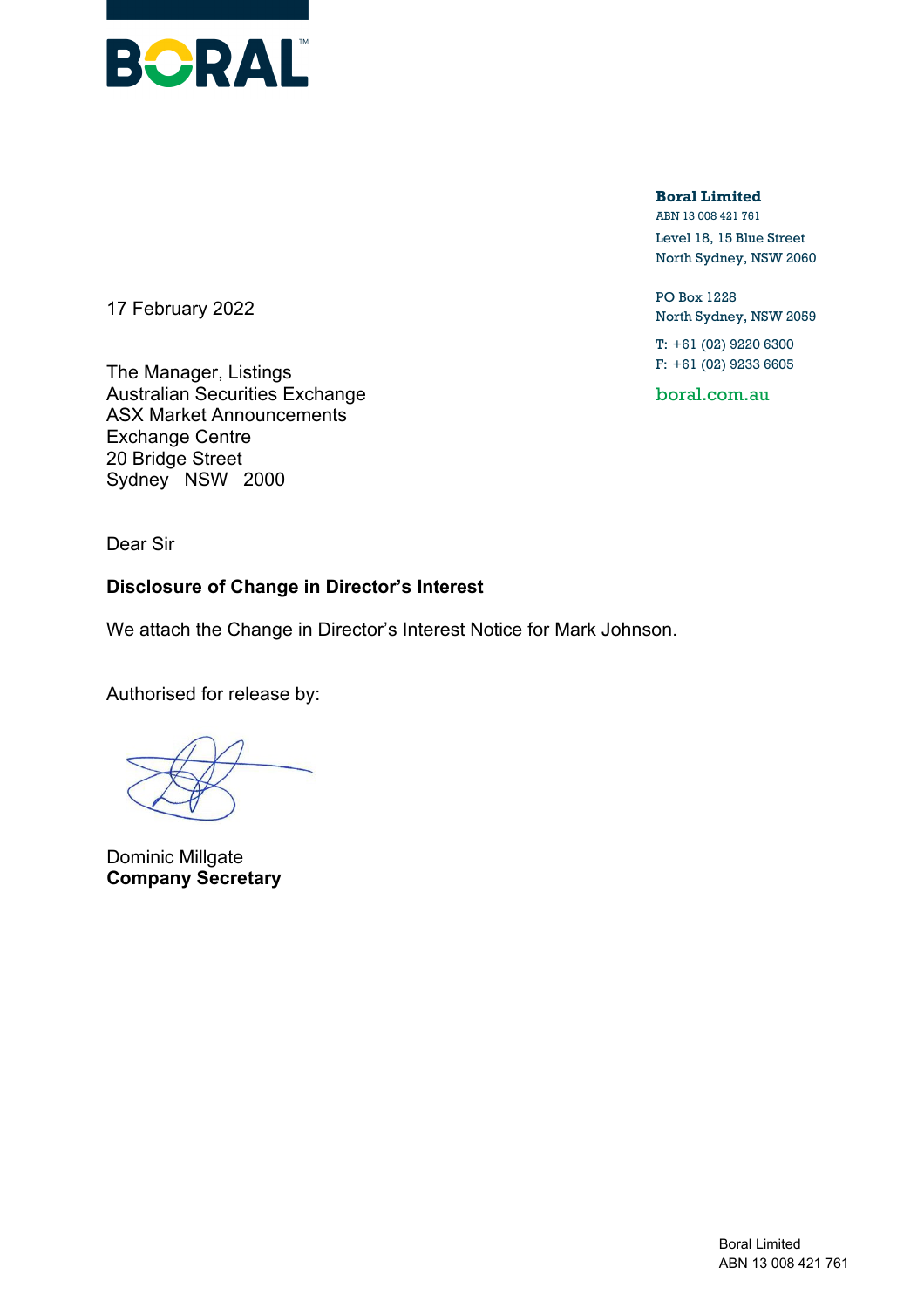BORAL

**Boral Limited**
ABN 13 008 421 761
Level 18, 15 Blue Street
North Sydney, NSW 2060

PO Box 1228
North Sydney, NSW 2059

T: +61 (02) 9220 6300
F: +61 (02) 9233 6605

boral.com.au

17 February 2022

The Manager, Listings
Australian Securities Exchange
ASX Market Announcements
Exchange Centre
20 Bridge Street
Sydney NSW 2000

Dear Sir

**Disclosure of Change in Director's Interest**

We attach the Change in Director's Interest Notice for Mark Johnson.

Authorised for release by:

Dominic Millgate
**Company Secretary**

Boral Limited
ABN 13 008 421 761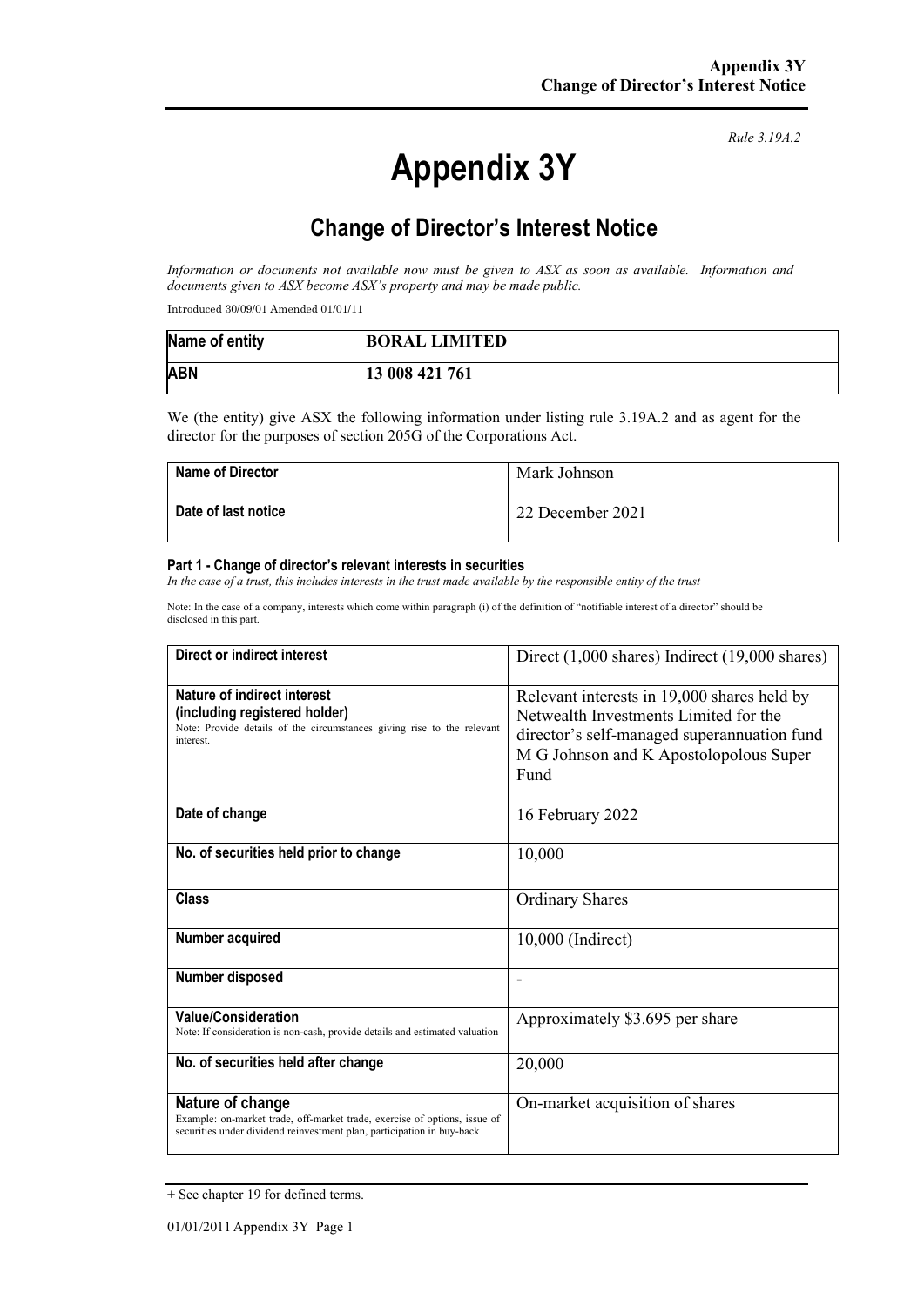*Rule 3.19A.2*

# Appendix 3Y

## Change of Director's Interest Notice

*Information or documents not available now must be given to ASX as soon as available. Information and documents given to ASX become ASX's property and may be made public.*

Introduced 30/09/01 Amended 01/01/11

| Name of entity | BORAL LIMITED |
|---|---|
| ABN | 13 008 421 761 |

We (the entity) give ASX the following information under listing rule 3.19A.2 and as agent for the director for the purposes of section 205G of the Corporations Act.

| Name of Director | Mark Johnson |
|---|---|
| Date of last notice | 22 December 2021 |

#### Part 1 - Change of director's relevant interests in securities

*In the case of a trust, this includes interests in the trust made available by the responsible entity of the trust*

Note: In the case of a company, interests which come within paragraph (i) of the definition of "notifiable interest of a director" should be disclosed in this part.

| Direct or indirect interest | Direct (1,000 shares) Indirect (19,000 shares) |
|---|---|
| **Nature of indirect interest (including registered holder)**<br>Note: Provide details of the circumstances giving rise to the relevant interest. | Relevant interests in 19,000 shares held by Netwealth Investments Limited for the director's self-managed superannuation fund M G Johnson and K Apostolopolous Super Fund |
| **Date of change** | 16 February 2022 |
| **No. of securities held prior to change** | 10,000 |
| **Class** | Ordinary Shares |
| **Number acquired** | 10,000 (Indirect) |
| **Number disposed** | - |
| **Value/Consideration**<br>Note: If consideration is non-cash, provide details and estimated valuation | Approximately $3.695 per share |
| **No. of securities held after change** | 20,000 |
| **Nature of change**<br>Example: on-market trade, off-market trade, exercise of options, issue of securities under dividend reinvestment plan, participation in buy-back | On-market acquisition of shares |

+ See chapter 19 for defined terms.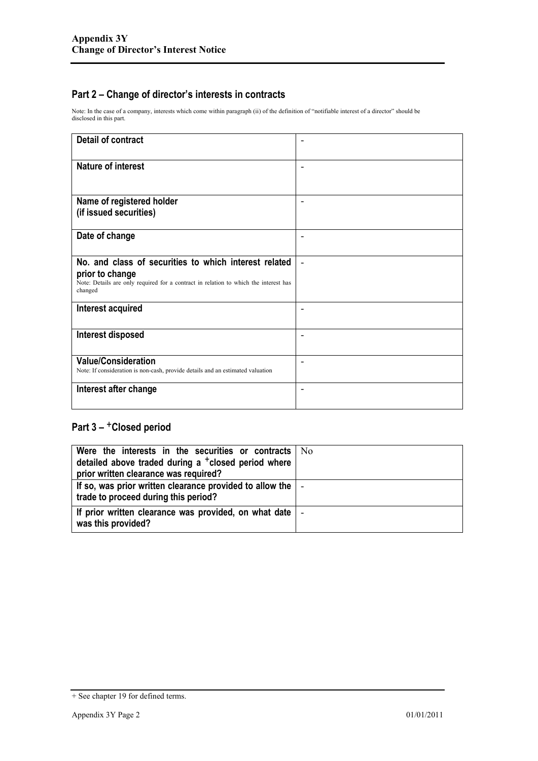## Part 2 – Change of director's interests in contracts

Note: In the case of a company, interests which come within paragraph (ii) of the definition of "notifiable interest of a director" should be disclosed in this part.

| | |
|---|---|
| **Detail of contract** | - |
| **Nature of interest** | - |
| **Name of registered holder (if issued securities)** | - |
| **Date of change** | - |
| **No. and class of securities to which interest related prior to change** Note: Details are only required for a contract in relation to which the interest has changed | - |
| **Interest acquired** | - |
| **Interest disposed** | - |
| **Value/Consideration** Note: If consideration is non-cash, provide details and an estimated valuation | - |
| **Interest after change** | - |

## Part 3 – +Closed period

| | |
|---|---|
| **Were the interests in the securities or contracts detailed above traded during a +closed period where prior written clearance was required?** | No |
| **If so, was prior written clearance provided to allow the trade to proceed during this period?** | - |
| **If prior written clearance was provided, on what date was this provided?** | - |

+ See chapter 19 for defined terms.